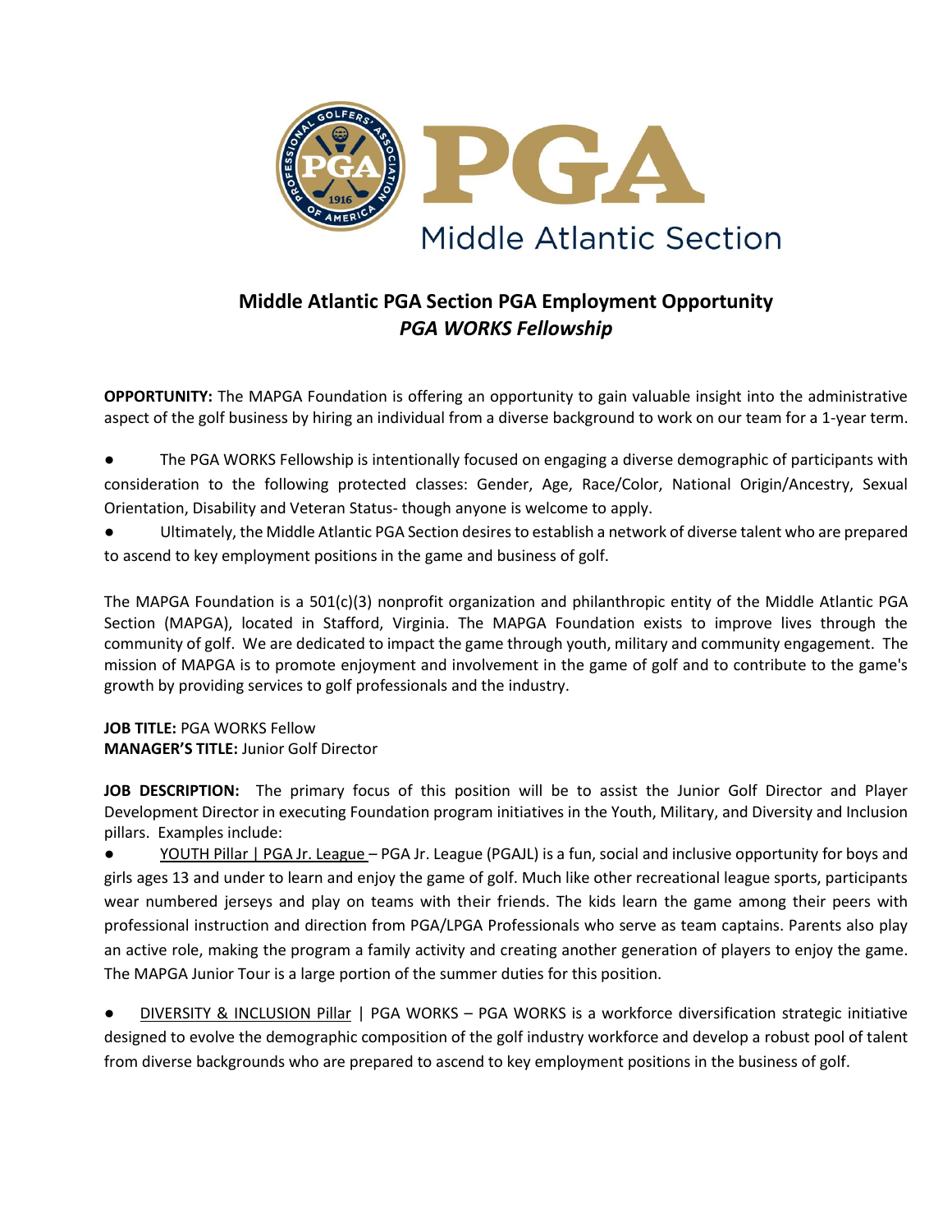# Middle Atlantic PGA Section PGA Employment Opportunity

## *PGA WORKS Fellowship*

**OPPORTUNITY:** The MAPGA Foundation is offering an opportunity to gain valuable insight into the administrative aspect of the golf business by hiring an individual from a diverse background to work on our team for a 1-year term.

- The PGA WORKS Fellowship is intentionally focused on engaging a diverse demographic of participants with consideration to the following protected classes: Gender, Age, Race/Color, National Origin/Ancestry, Sexual Orientation, Disability and Veteran Status- though anyone is welcome to apply.
- Ultimately, the Middle Atlantic PGA Section desires to establish a network of diverse talent who are prepared to ascend to key employment positions in the game and business of golf.

The MAPGA Foundation is a 501(c)(3) nonprofit organization and philanthropic entity of the Middle Atlantic PGA Section (MAPGA), located in Stafford, Virginia. The MAPGA Foundation exists to improve lives through the community of golf. We are dedicated to impact the game through youth, military and community engagement. The mission of MAPGA is to promote enjoyment and involvement in the game of golf and to contribute to the game's growth by providing services to golf professionals and the industry.

**JOB TITLE:** PGA WORKS Fellow
**MANAGER'S TITLE:** Junior Golf Director

**JOB DESCRIPTION:** The primary focus of this position will be to assist the Junior Golf Director and Player Development Director in executing Foundation program initiatives in the Youth, Military, and Diversity and Inclusion pillars. Examples include:

- YOUTH Pillar | PGA Jr. League – PGA Jr. League (PGAJL) is a fun, social and inclusive opportunity for boys and girls ages 13 and under to learn and enjoy the game of golf. Much like other recreational league sports, participants wear numbered jerseys and play on teams with their friends. The kids learn the game among their peers with professional instruction and direction from PGA/LPGA Professionals who serve as team captains. Parents also play an active role, making the program a family activity and creating another generation of players to enjoy the game. The MAPGA Junior Tour is a large portion of the summer duties for this position.

- DIVERSITY & INCLUSION Pillar | PGA WORKS – PGA WORKS is a workforce diversification strategic initiative designed to evolve the demographic composition of the golf industry workforce and develop a robust pool of talent from diverse backgrounds who are prepared to ascend to key employment positions in the business of golf.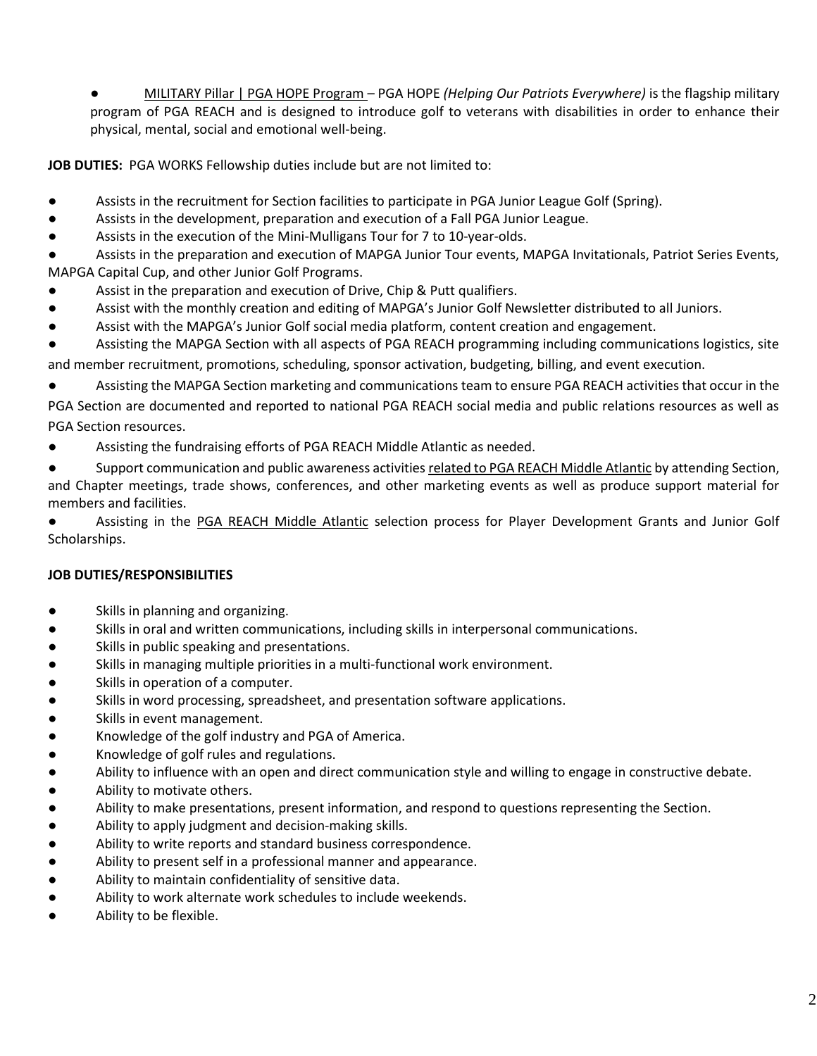- MILITARY Pillar | PGA HOPE Program – PGA HOPE *(Helping Our Patriots Everywhere)* is the flagship military program of PGA REACH and is designed to introduce golf to veterans with disabilities in order to enhance their physical, mental, social and emotional well-being.

**JOB DUTIES:** PGA WORKS Fellowship duties include but are not limited to:

- Assists in the recruitment for Section facilities to participate in PGA Junior League Golf (Spring).
- Assists in the development, preparation and execution of a Fall PGA Junior League.
- Assists in the execution of the Mini-Mulligans Tour for 7 to 10-year-olds.
- Assists in the preparation and execution of MAPGA Junior Tour events, MAPGA Invitationals, Patriot Series Events, MAPGA Capital Cup, and other Junior Golf Programs.
- Assist in the preparation and execution of Drive, Chip & Putt qualifiers.
- Assist with the monthly creation and editing of MAPGA's Junior Golf Newsletter distributed to all Juniors.
- Assist with the MAPGA's Junior Golf social media platform, content creation and engagement.
- Assisting the MAPGA Section with all aspects of PGA REACH programming including communications logistics, site and member recruitment, promotions, scheduling, sponsor activation, budgeting, billing, and event execution.
- Assisting the MAPGA Section marketing and communications team to ensure PGA REACH activities that occur in the PGA Section are documented and reported to national PGA REACH social media and public relations resources as well as PGA Section resources.
- Assisting the fundraising efforts of PGA REACH Middle Atlantic as needed.
- Support communication and public awareness activities related to PGA REACH Middle Atlantic by attending Section, and Chapter meetings, trade shows, conferences, and other marketing events as well as produce support material for members and facilities.
- Assisting in the PGA REACH Middle Atlantic selection process for Player Development Grants and Junior Golf Scholarships.

**JOB DUTIES/RESPONSIBILITIES**

- Skills in planning and organizing.
- Skills in oral and written communications, including skills in interpersonal communications.
- Skills in public speaking and presentations.
- Skills in managing multiple priorities in a multi-functional work environment.
- Skills in operation of a computer.
- Skills in word processing, spreadsheet, and presentation software applications.
- Skills in event management.
- Knowledge of the golf industry and PGA of America.
- Knowledge of golf rules and regulations.
- Ability to influence with an open and direct communication style and willing to engage in constructive debate.
- Ability to motivate others.
- Ability to make presentations, present information, and respond to questions representing the Section.
- Ability to apply judgment and decision-making skills.
- Ability to write reports and standard business correspondence.
- Ability to present self in a professional manner and appearance.
- Ability to maintain confidentiality of sensitive data.
- Ability to work alternate work schedules to include weekends.
- Ability to be flexible.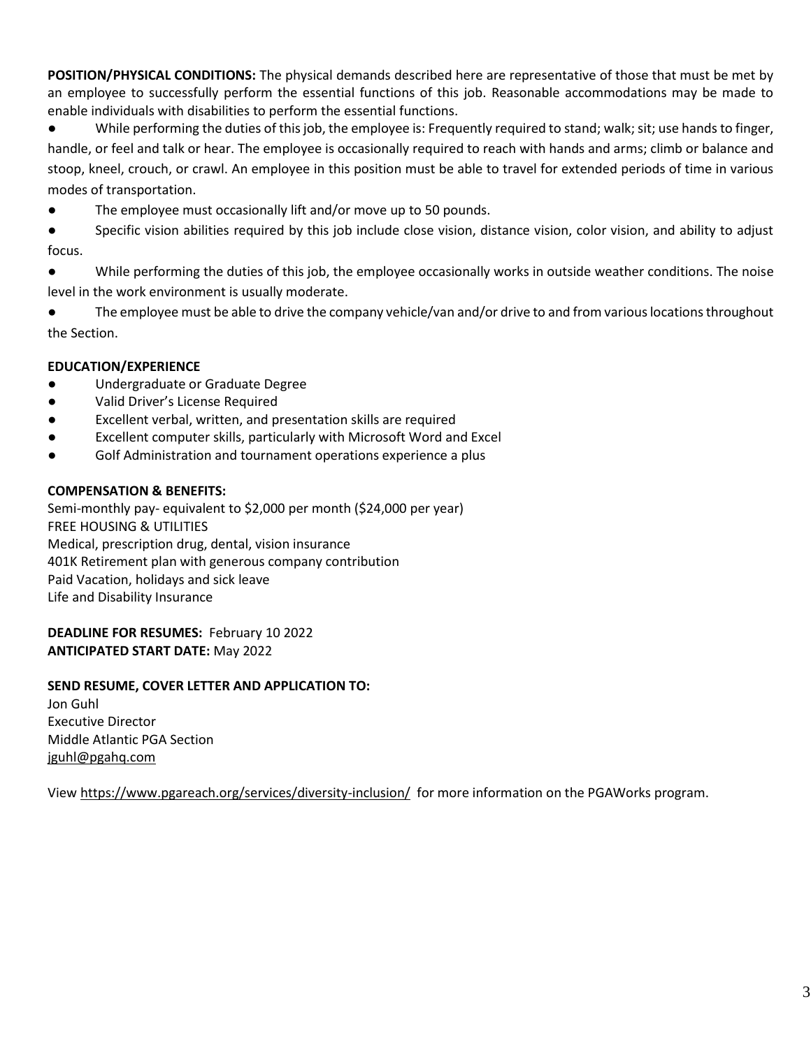**POSITION/PHYSICAL CONDITIONS:** The physical demands described here are representative of those that must be met by an employee to successfully perform the essential functions of this job. Reasonable accommodations may be made to enable individuals with disabilities to perform the essential functions.

- While performing the duties of this job, the employee is: Frequently required to stand; walk; sit; use hands to finger, handle, or feel and talk or hear. The employee is occasionally required to reach with hands and arms; climb or balance and stoop, kneel, crouch, or crawl. An employee in this position must be able to travel for extended periods of time in various modes of transportation.
- The employee must occasionally lift and/or move up to 50 pounds.
- Specific vision abilities required by this job include close vision, distance vision, color vision, and ability to adjust focus.
- While performing the duties of this job, the employee occasionally works in outside weather conditions. The noise level in the work environment is usually moderate.
- The employee must be able to drive the company vehicle/van and/or drive to and from various locations throughout the Section.

**EDUCATION/EXPERIENCE**

- Undergraduate or Graduate Degree
- Valid Driver's License Required
- Excellent verbal, written, and presentation skills are required
- Excellent computer skills, particularly with Microsoft Word and Excel
- Golf Administration and tournament operations experience a plus

**COMPENSATION & BENEFITS:**

Semi-monthly pay- equivalent to $2,000 per month ($24,000 per year)
FREE HOUSING & UTILITIES
Medical, prescription drug, dental, vision insurance
401K Retirement plan with generous company contribution
Paid Vacation, holidays and sick leave
Life and Disability Insurance

**DEADLINE FOR RESUMES:** February 10 2022
**ANTICIPATED START DATE:** May 2022

**SEND RESUME, COVER LETTER AND APPLICATION TO:**

Jon Guhl
Executive Director
Middle Atlantic PGA Section
jguhl@pgahq.com

View https://www.pgareach.org/services/diversity-inclusion/ for more information on the PGAWorks program.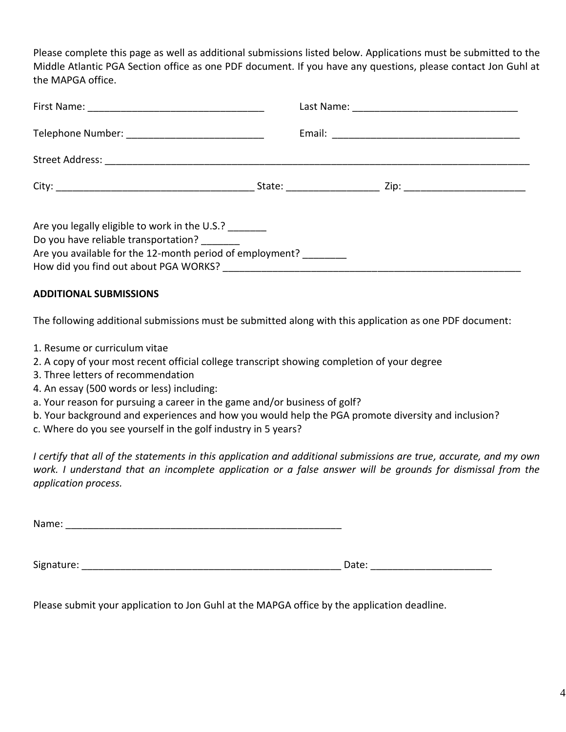Please complete this page as well as additional submissions listed below. Applications must be submitted to the Middle Atlantic PGA Section office as one PDF document. If you have any questions, please contact Jon Guhl at the MAPGA office.

First Name: ________________________________ Last Name: ______________________________

Telephone Number: _________________________ Email: __________________________________

Street Address: ____________________________________________________________________________

City: ____________________________________ State: ________________ Zip: ______________________

Are you legally eligible to work in the U.S.? _______
Do you have reliable transportation? _______
Are you available for the 12-month period of employment? ________
How did you find out about PGA WORKS? _______________________________________________________

**ADDITIONAL SUBMISSIONS**

The following additional submissions must be submitted along with this application as one PDF document:

1. Resume or curriculum vitae
2. A copy of your most recent official college transcript showing completion of your degree
3. Three letters of recommendation
4. An essay (500 words or less) including:
a. Your reason for pursuing a career in the game and/or business of golf?
b. Your background and experiences and how you would help the PGA promote diversity and inclusion?
c. Where do you see yourself in the golf industry in 5 years?

*I certify that all of the statements in this application and additional submissions are true, accurate, and my own work. I understand that an incomplete application or a false answer will be grounds for dismissal from the application process.*

Name: ____________________________________________________

Signature: _________________________________________________ Date: _____________________

Please submit your application to Jon Guhl at the MAPGA office by the application deadline.